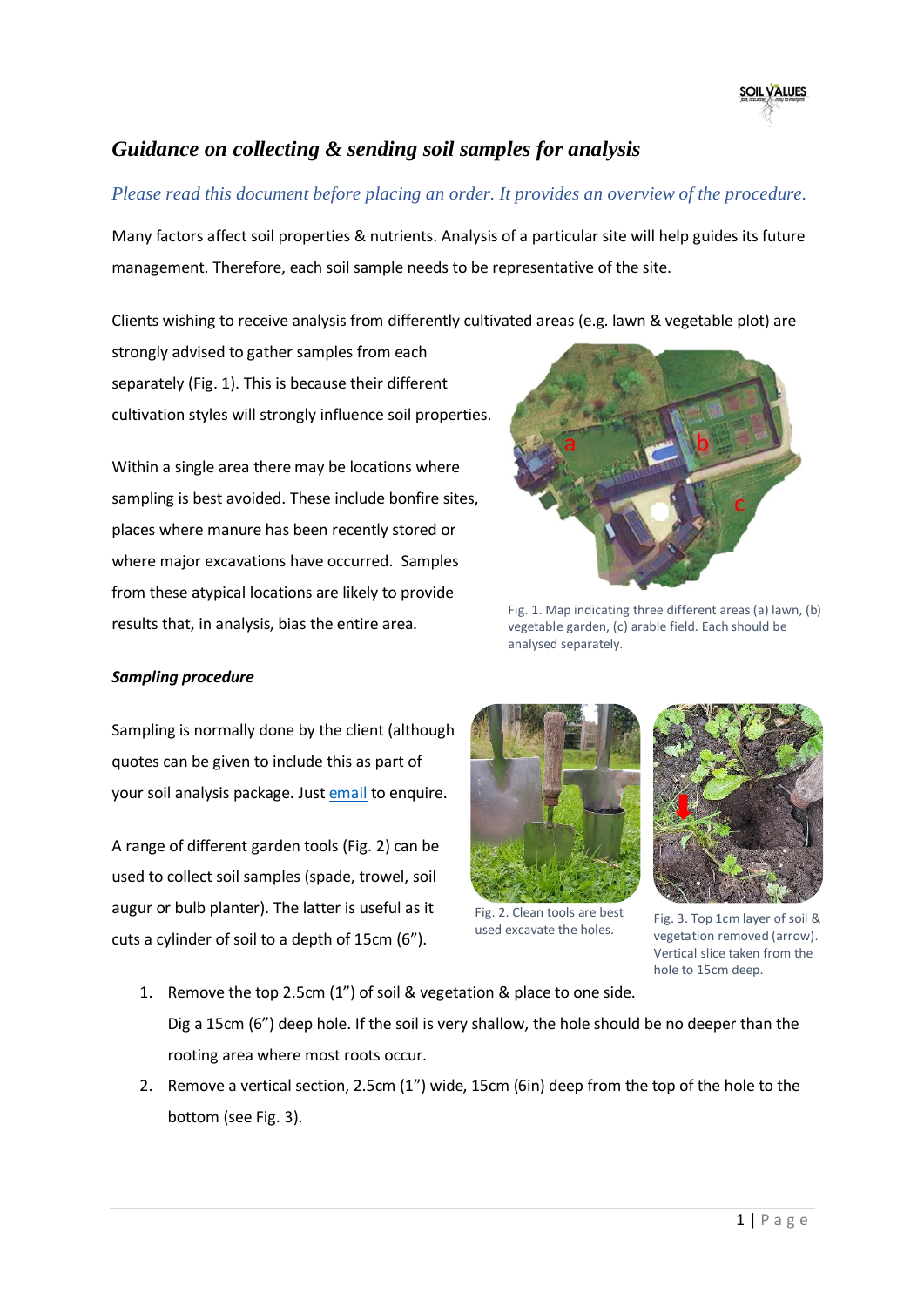# *Guidance on collecting & sending soil samples for analysis*

*Please read this document before placing an order. It provides an overview of the procedure.*

Many factors affect soil properties & nutrients. Analysis of a particular site will help guides its future management. Therefore, each soil sample needs to be representative of the site.

Clients wishing to receive analysis from differently cultivated areas (e.g. lawn & vegetable plot) are strongly advised to gather samples from each separately (Fig. 1). This is because their different cultivation styles will strongly influence soil properties.

Within a single area there may be locations where sampling is best avoided. These include bonfire sites, places where manure has been recently stored or where major excavations have occurred. Samples from these atypical locations are likely to provide results that, in analysis, bias the entire area.

Fig. 1. Map indicating three different areas (a) lawn, (b) vegetable garden, (c) arable field. Each should be analysed separately.

***Sampling procedure***

Sampling is normally done by the client (although quotes can be given to include this as part of your soil analysis package. Just [email](email) to enquire.

A range of different garden tools (Fig. 2) can be used to collect soil samples (spade, trowel, soil augur or bulb planter). The latter is useful as it cuts a cylinder of soil to a depth of 15cm (6").

Fig. 2. Clean tools are best used excavate the holes.

Fig. 3. Top 1cm layer of soil & vegetation removed (arrow). Vertical slice taken from the hole to 15cm deep.

1. Remove the top 2.5cm (1") of soil & vegetation & place to one side.
   Dig a 15cm (6") deep hole. If the soil is very shallow, the hole should be no deeper than the rooting area where most roots occur.
2. Remove a vertical section, 2.5cm (1") wide, 15cm (6in) deep from the top of the hole to the bottom (see Fig. 3).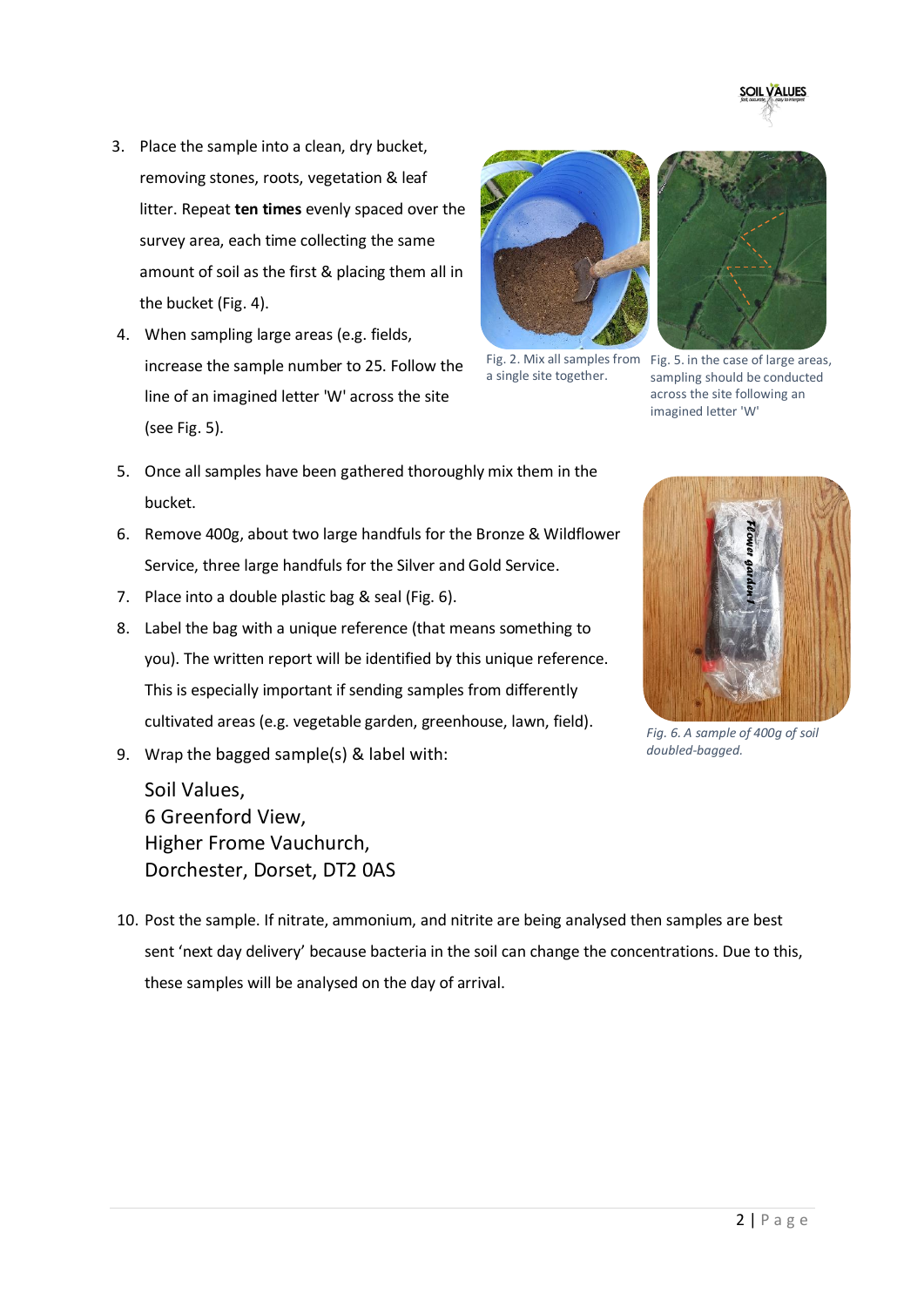3. Place the sample into a clean, dry bucket, removing stones, roots, vegetation & leaf litter. Repeat **ten times** evenly spaced over the survey area, each time collecting the same amount of soil as the first & placing them all in the bucket (Fig. 4).
4. When sampling large areas (e.g. fields, increase the sample number to 25. Follow the line of an imagined letter 'W' across the site (see Fig. 5).

Fig. 2. Mix all samples from a single site together.

Fig. 5. in the case of large areas, sampling should be conducted across the site following an imagined letter 'W'

5. Once all samples have been gathered thoroughly mix them in the bucket.
6. Remove 400g, about two large handfuls for the Bronze & Wildflower Service, three large handfuls for the Silver and Gold Service.
7. Place into a double plastic bag & seal (Fig. 6).
8. Label the bag with a unique reference (that means something to you). The written report will be identified by this unique reference. This is especially important if sending samples from differently cultivated areas (e.g. vegetable garden, greenhouse, lawn, field).
9. Wrap the bagged sample(s) & label with:

   Soil Values,
   6 Greenford View,
   Higher Frome Vauchurch,
   Dorchester, Dorset, DT2 0AS

*Fig. 6. A sample of 400g of soil doubled-bagged.*

10. Post the sample. If nitrate, ammonium, and nitrite are being analysed then samples are best sent 'next day delivery' because bacteria in the soil can change the concentrations. Due to this, these samples will be analysed on the day of arrival.